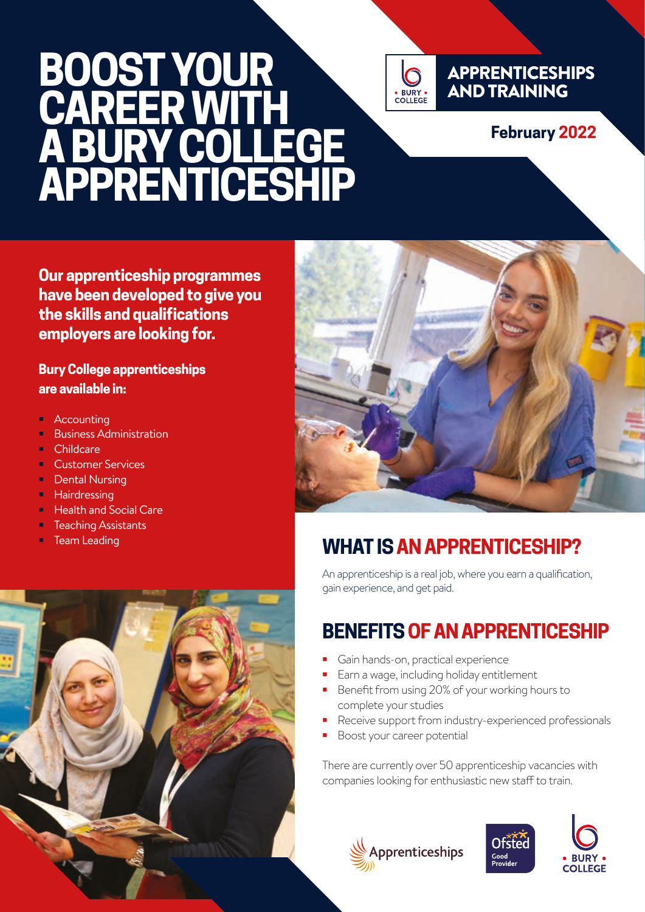# BOOST YOUR CAREER WITH A BURY COLLEGE APPRENTICESHIP

**APPRENTICESHIPS AND TRAINING**

**February 2022**

**Our apprenticeship programmes have been developed to give you the skills and qualifications employers are looking for.**

**Bury College apprenticeships are available in:**

- Accounting
- Business Administration
- Childcare
- Customer Services
- Dental Nursing
- Hairdressing
- Health and Social Care
- Teaching Assistants
- Team Leading

## WHAT IS AN APPRENTICESHIP?

An apprenticeship is a real job, where you earn a qualification, gain experience, and get paid.

## BENEFITS OF AN APPRENTICESHIP

- Gain hands-on, practical experience
- Earn a wage, including holiday entitlement
- Benefit from using 20% of your working hours to complete your studies
- Receive support from industry-experienced professionals
- Boost your career potential

There are currently over 50 apprenticeship vacancies with companies looking for enthusiastic new staff to train.

Apprenticeships

Ofsted Good Provider

BURY COLLEGE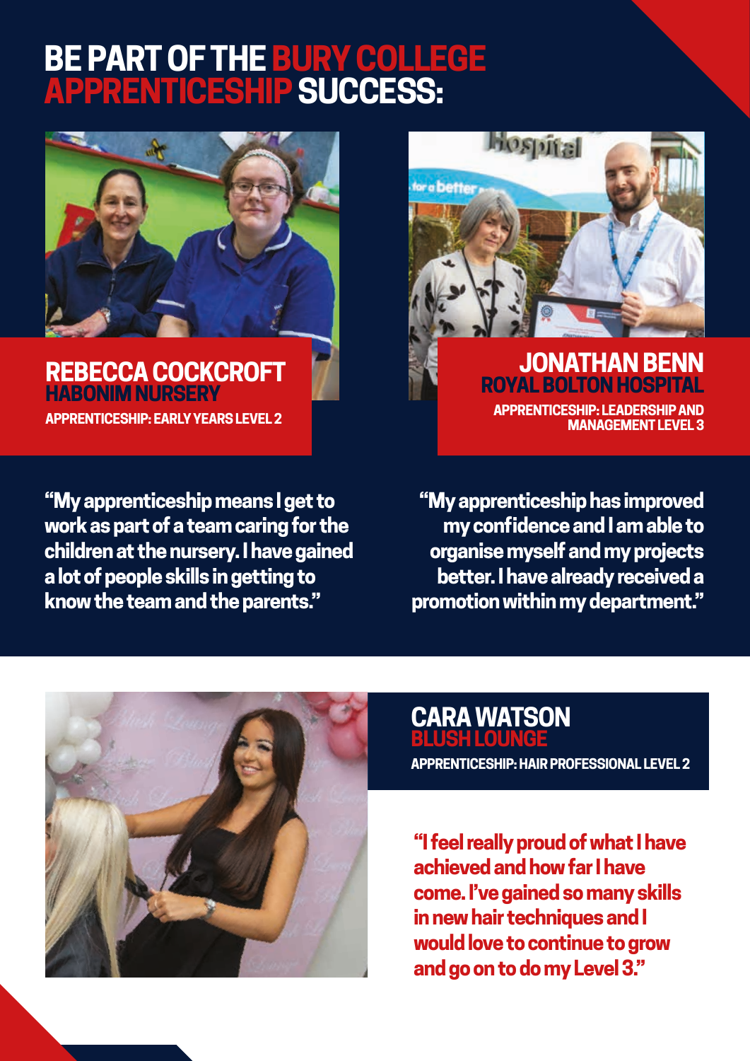# BE PART OF THE BURY COLLEGE APPRENTICESHIP SUCCESS:

## REBECCA COCKCROFT

### HABONIM NURSERY

**APPRENTICESHIP: EARLY YEARS LEVEL 2**

**"My apprenticeship means I get to work as part of a team caring for the children at the nursery. I have gained a lot of people skills in getting to know the team and the parents."**

## JONATHAN BENN

### ROYAL BOLTON HOSPITAL

**APPRENTICESHIP: LEADERSHIP AND MANAGEMENT LEVEL 3**

**"My apprenticeship has improved my confidence and I am able to organise myself and my projects better. I have already received a promotion within my department."**

## CARA WATSON

### BLUSH LOUNGE

**APPRENTICESHIP: HAIR PROFESSIONAL LEVEL 2**

**"I feel really proud of what I have achieved and how far I have come. I've gained so many skills in new hair techniques and I would love to continue to grow and go on to do my Level 3."**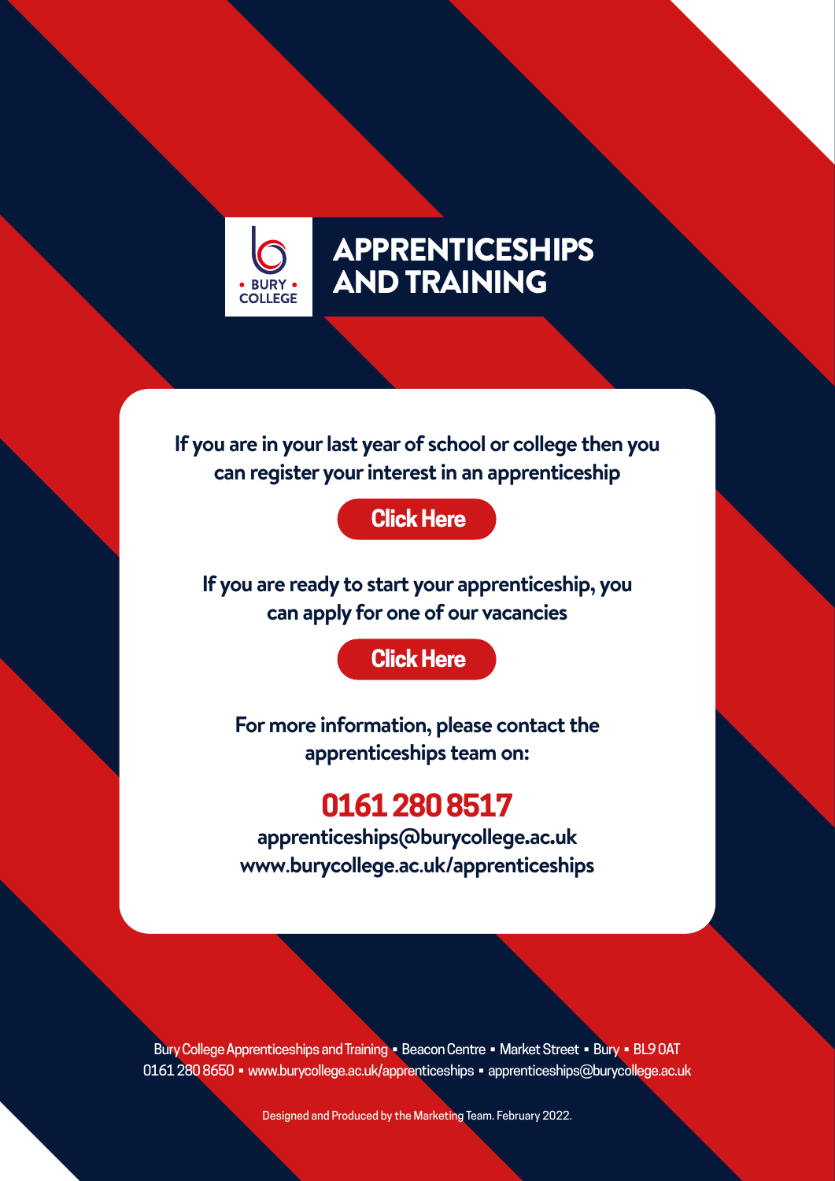BURY COLLEGE

# APPRENTICESHIPS AND TRAINING

**If you are in your last year of school or college then you can register your interest in an apprenticeship**

**Click Here**

**If you are ready to start your apprenticeship, you can apply for one of our vacancies**

**Click Here**

**For more information, please contact the apprenticeships team on:**

## 0161 280 8517

**apprenticeships@burycollege.ac.uk**
**www.burycollege.ac.uk/apprenticeships**

Bury College Apprenticeships and Training ▪ Beacon Centre ▪ Market Street ▪ Bury ▪ BL9 0AT
0161 280 8650 ▪ www.burycollege.ac.uk/apprenticeships ▪ apprenticeships@burycollege.ac.uk

Designed and Produced by the Marketing Team. February 2022.